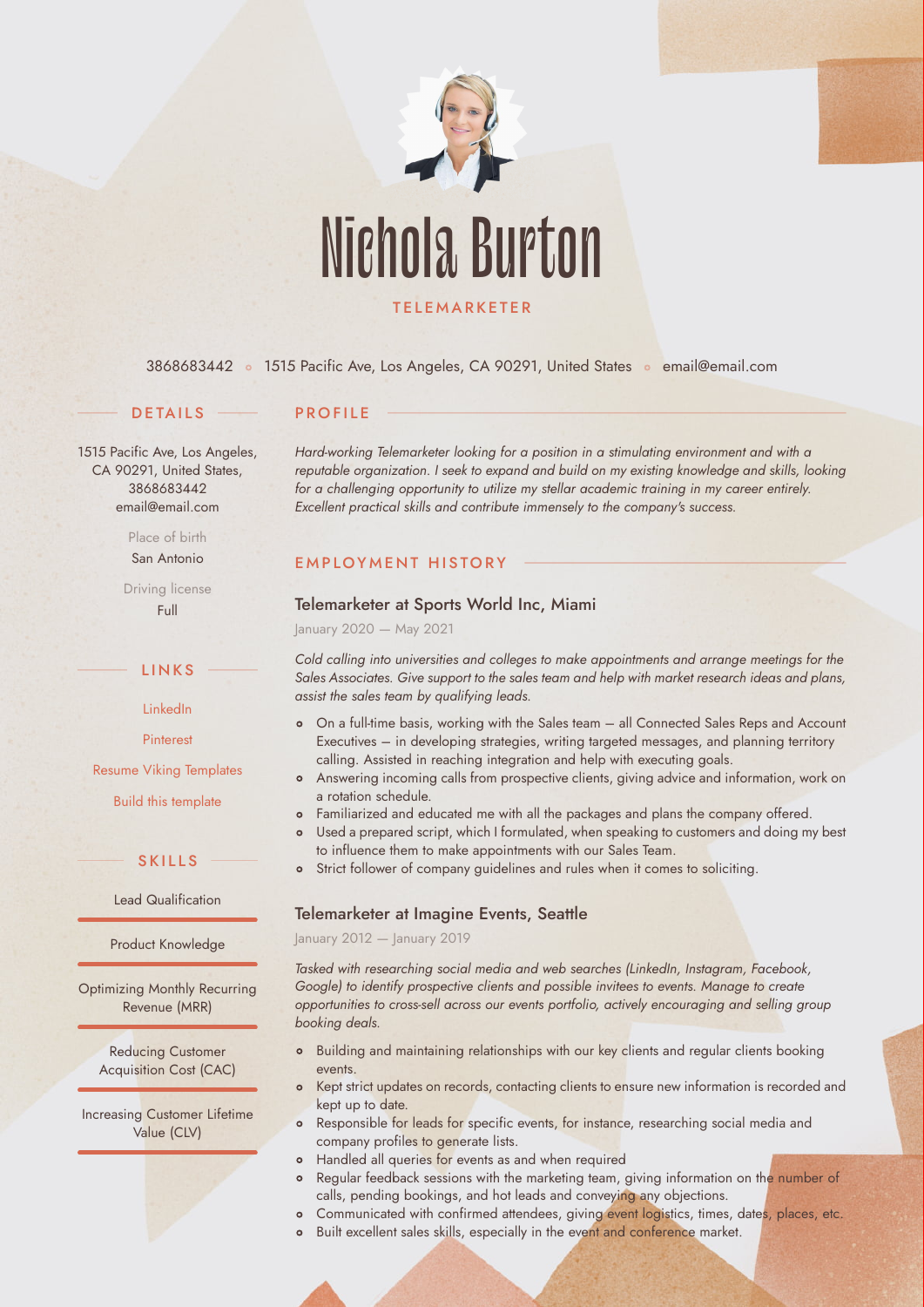# Nichola Burton

TELEMARKETER

3868683442 ∘ 1515 Pacific Ave, Los Angeles, CA 90291, United States ∘ email@email.com

## DETAILS

1515 Pacific Ave, Los Angeles, CA 90291, United States, 3868683442
email@email.com

Place of birth
San Antonio

Driving license
Full

## LINKS

LinkedIn

Pinterest

Resume Viking Templates

Build this template

## SKILLS

Lead Qualification

Product Knowledge

Optimizing Monthly Recurring Revenue (MRR)

Reducing Customer Acquisition Cost (CAC)

Increasing Customer Lifetime Value (CLV)

## PROFILE

*Hard-working Telemarketer looking for a position in a stimulating environment and with a reputable organization. I seek to expand and build on my existing knowledge and skills, looking for a challenging opportunity to utilize my stellar academic training in my career entirely. Excellent practical skills and contribute immensely to the company's success.*

## EMPLOYMENT HISTORY

### Telemarketer at Sports World Inc, Miami

January 2020 — May 2021

*Cold calling into universities and colleges to make appointments and arrange meetings for the Sales Associates. Give support to the sales team and help with market research ideas and plans, assist the sales team by qualifying leads.*

- On a full-time basis, working with the Sales team — all Connected Sales Reps and Account Executives — in developing strategies, writing targeted messages, and planning territory calling. Assisted in reaching integration and help with executing goals.
- Answering incoming calls from prospective clients, giving advice and information, work on a rotation schedule.
- Familiarized and educated me with all the packages and plans the company offered.
- Used a prepared script, which I formulated, when speaking to customers and doing my best to influence them to make appointments with our Sales Team.
- Strict follower of company guidelines and rules when it comes to soliciting.

### Telemarketer at Imagine Events, Seattle

January 2012 — January 2019

*Tasked with researching social media and web searches (LinkedIn, Instagram, Facebook, Google) to identify prospective clients and possible invitees to events. Manage to create opportunities to cross-sell across our events portfolio, actively encouraging and selling group booking deals.*

- Building and maintaining relationships with our key clients and regular clients booking events.
- Kept strict updates on records, contacting clients to ensure new information is recorded and kept up to date.
- Responsible for leads for specific events, for instance, researching social media and company profiles to generate lists.
- Handled all queries for events as and when required
- Regular feedback sessions with the marketing team, giving information on the number of calls, pending bookings, and hot leads and conveying any objections.
- Communicated with confirmed attendees, giving event logistics, times, dates, places, etc.
- Built excellent sales skills, especially in the event and conference market.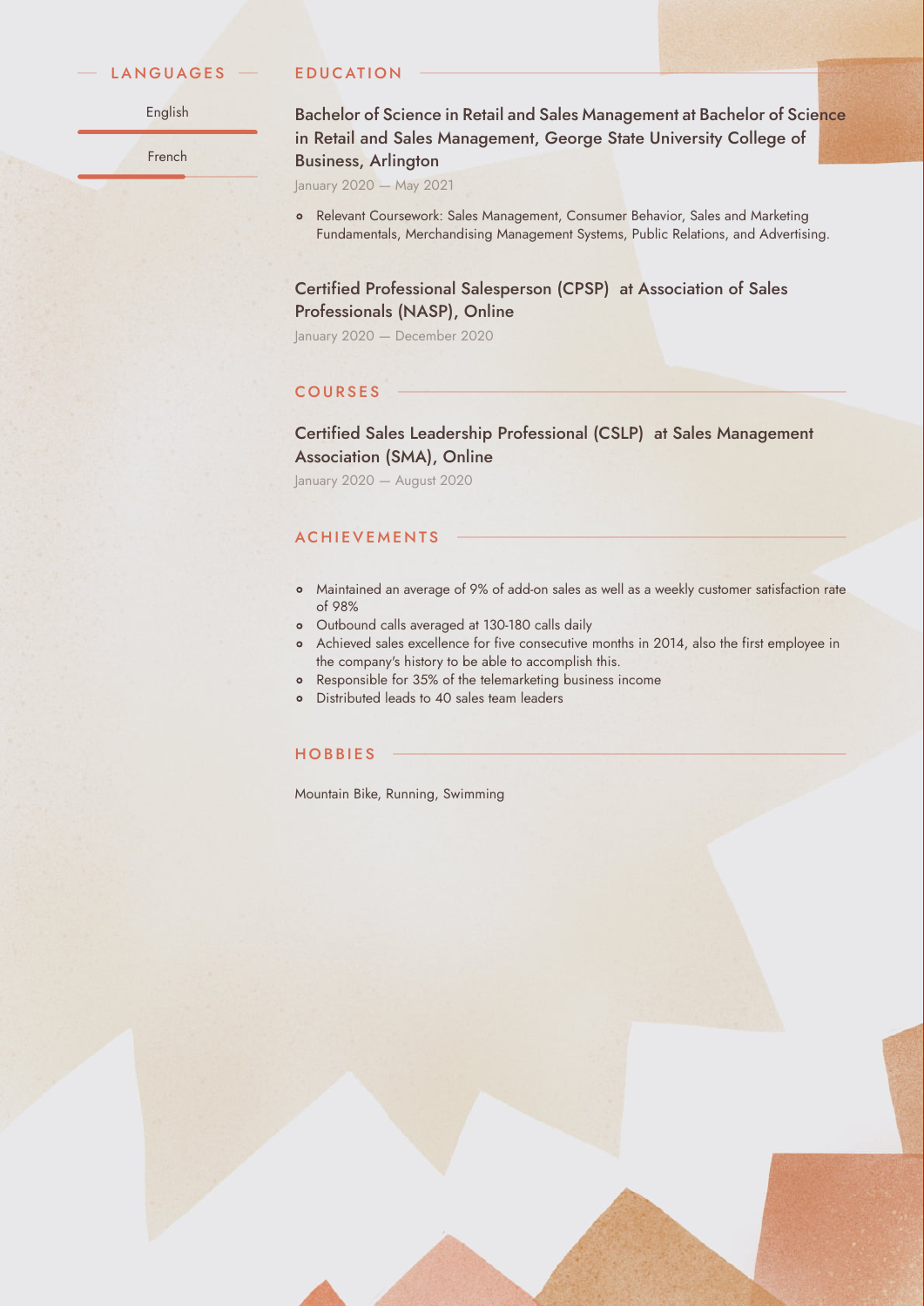## LANGUAGES

English

French

## EDUCATION

### Bachelor of Science in Retail and Sales Management at Bachelor of Science in Retail and Sales Management, George State University College of Business, Arlington

January 2020 — May 2021

- Relevant Coursework: Sales Management, Consumer Behavior, Sales and Marketing Fundamentals, Merchandising Management Systems, Public Relations, and Advertising.

### Certified Professional Salesperson (CPSP) at Association of Sales Professionals (NASP), Online

January 2020 — December 2020

## COURSES

### Certified Sales Leadership Professional (CSLP) at Sales Management Association (SMA), Online

January 2020 — August 2020

## ACHIEVEMENTS

- Maintained an average of 9% of add-on sales as well as a weekly customer satisfaction rate of 98%
- Outbound calls averaged at 130-180 calls daily
- Achieved sales excellence for five consecutive months in 2014, also the first employee in the company's history to be able to accomplish this.
- Responsible for 35% of the telemarketing business income
- Distributed leads to 40 sales team leaders

## HOBBIES

Mountain Bike, Running, Swimming